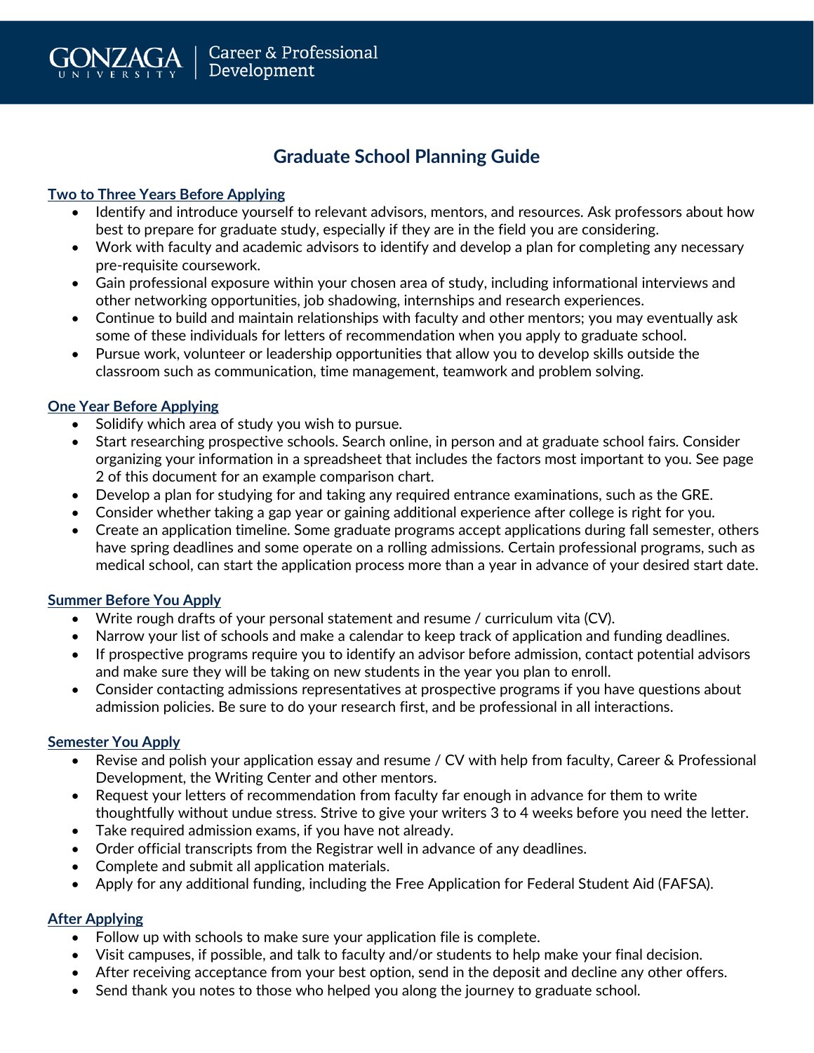Gonzaga University | Career & Professional Development

# Graduate School Planning Guide

## Two to Three Years Before Applying

- Identify and introduce yourself to relevant advisors, mentors, and resources. Ask professors about how best to prepare for graduate study, especially if they are in the field you are considering.
- Work with faculty and academic advisors to identify and develop a plan for completing any necessary pre-requisite coursework.
- Gain professional exposure within your chosen area of study, including informational interviews and other networking opportunities, job shadowing, internships and research experiences.
- Continue to build and maintain relationships with faculty and other mentors; you may eventually ask some of these individuals for letters of recommendation when you apply to graduate school.
- Pursue work, volunteer or leadership opportunities that allow you to develop skills outside the classroom such as communication, time management, teamwork and problem solving.

## One Year Before Applying

- Solidify which area of study you wish to pursue.
- Start researching prospective schools. Search online, in person and at graduate school fairs. Consider organizing your information in a spreadsheet that includes the factors most important to you. See page 2 of this document for an example comparison chart.
- Develop a plan for studying for and taking any required entrance examinations, such as the GRE.
- Consider whether taking a gap year or gaining additional experience after college is right for you.
- Create an application timeline. Some graduate programs accept applications during fall semester, others have spring deadlines and some operate on a rolling admissions. Certain professional programs, such as medical school, can start the application process more than a year in advance of your desired start date.

## Summer Before You Apply

- Write rough drafts of your personal statement and resume / curriculum vita (CV).
- Narrow your list of schools and make a calendar to keep track of application and funding deadlines.
- If prospective programs require you to identify an advisor before admission, contact potential advisors and make sure they will be taking on new students in the year you plan to enroll.
- Consider contacting admissions representatives at prospective programs if you have questions about admission policies. Be sure to do your research first, and be professional in all interactions.

## Semester You Apply

- Revise and polish your application essay and resume / CV with help from faculty, Career & Professional Development, the Writing Center and other mentors.
- Request your letters of recommendation from faculty far enough in advance for them to write thoughtfully without undue stress. Strive to give your writers 3 to 4 weeks before you need the letter.
- Take required admission exams, if you have not already.
- Order official transcripts from the Registrar well in advance of any deadlines.
- Complete and submit all application materials.
- Apply for any additional funding, including the Free Application for Federal Student Aid (FAFSA).

## After Applying

- Follow up with schools to make sure your application file is complete.
- Visit campuses, if possible, and talk to faculty and/or students to help make your final decision.
- After receiving acceptance from your best option, send in the deposit and decline any other offers.
- Send thank you notes to those who helped you along the journey to graduate school.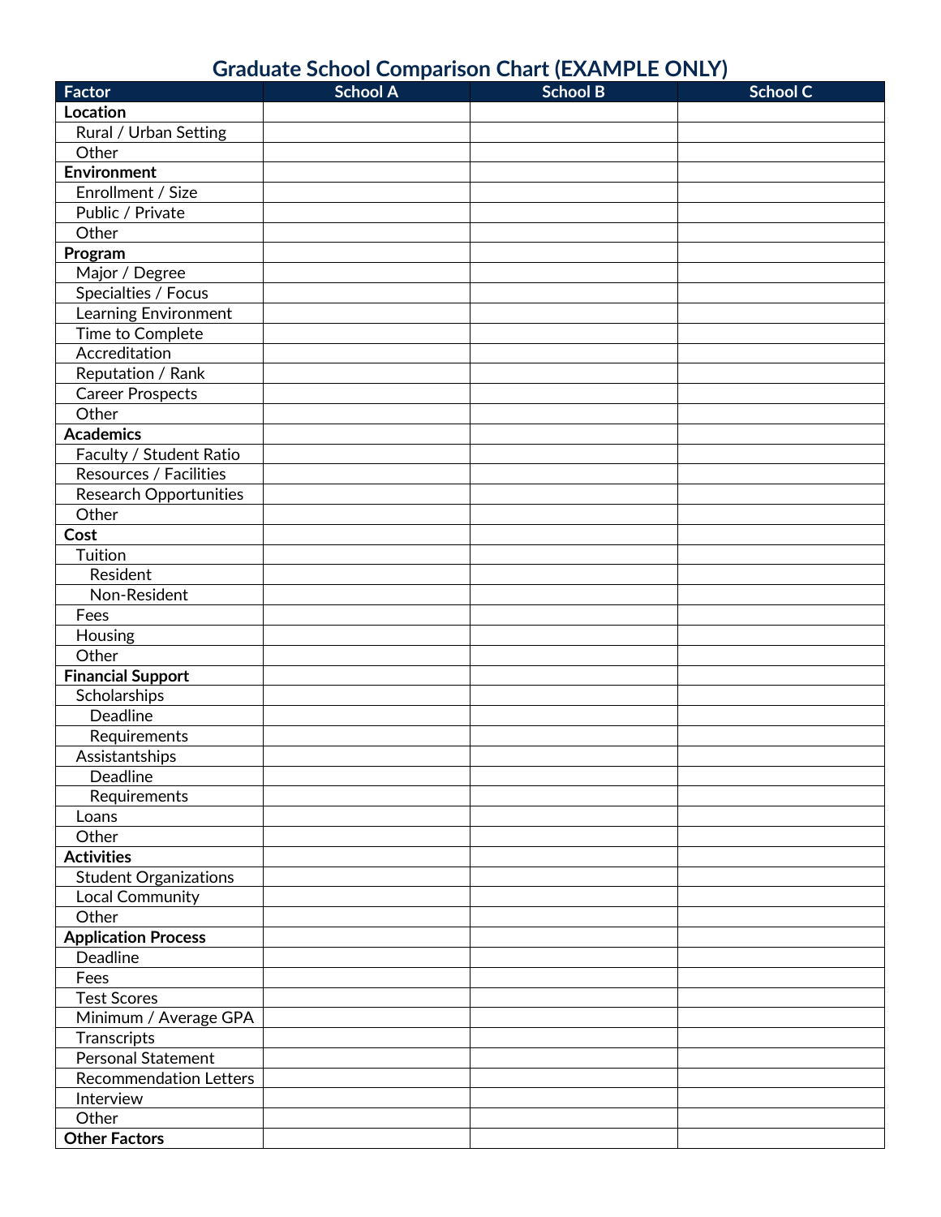# Graduate School Comparison Chart (EXAMPLE ONLY)

| Factor | School A | School B | School C |
|---|---|---|---|
| **Location** | | | |
| Rural / Urban Setting | | | |
| Other | | | |
| **Environment** | | | |
| Enrollment / Size | | | |
| Public / Private | | | |
| Other | | | |
| **Program** | | | |
| Major / Degree | | | |
| Specialties / Focus | | | |
| Learning Environment | | | |
| Time to Complete | | | |
| Accreditation | | | |
| Reputation / Rank | | | |
| Career Prospects | | | |
| Other | | | |
| **Academics** | | | |
| Faculty / Student Ratio | | | |
| Resources / Facilities | | | |
| Research Opportunities | | | |
| Other | | | |
| **Cost** | | | |
| Tuition | | | |
| Resident | | | |
| Non-Resident | | | |
| Fees | | | |
| Housing | | | |
| Other | | | |
| **Financial Support** | | | |
| Scholarships | | | |
| Deadline | | | |
| Requirements | | | |
| Assistantships | | | |
| Deadline | | | |
| Requirements | | | |
| Loans | | | |
| Other | | | |
| **Activities** | | | |
| Student Organizations | | | |
| Local Community | | | |
| Other | | | |
| **Application Process** | | | |
| Deadline | | | |
| Fees | | | |
| Test Scores | | | |
| Minimum / Average GPA | | | |
| Transcripts | | | |
| Personal Statement | | | |
| Recommendation Letters | | | |
| Interview | | | |
| Other | | | |
| **Other Factors** | | | |